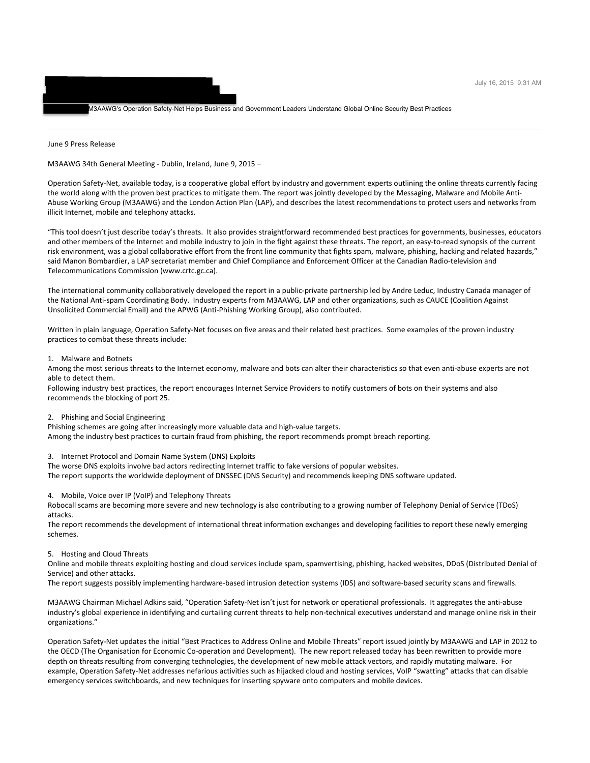July 16, 2015 9:31 AM

M3AAWG's Operation Safety-Net Helps Business and Government Leaders Understand Global Online Security Best Practices

---

June 9 Press Release

M3AAWG 34th General Meeting - Dublin, Ireland, June 9, 2015 –

Operation Safety-Net, available today, is a cooperative global effort by industry and government experts outlining the online threats currently facing the world along with the proven best practices to mitigate them. The report was jointly developed by the Messaging, Malware and Mobile Anti-Abuse Working Group (M3AAWG) and the London Action Plan (LAP), and describes the latest recommendations to protect users and networks from illicit Internet, mobile and telephony attacks.

"This tool doesn't just describe today's threats. It also provides straightforward recommended best practices for governments, businesses, educators and other members of the Internet and mobile industry to join in the fight against these threats. The report, an easy-to-read synopsis of the current risk environment, was a global collaborative effort from the front line community that fights spam, malware, phishing, hacking and related hazards," said Manon Bombardier, a LAP secretariat member and Chief Compliance and Enforcement Officer at the Canadian Radio-television and Telecommunications Commission (www.crtc.gc.ca).

The international community collaboratively developed the report in a public-private partnership led by Andre Leduc, Industry Canada manager of the National Anti-spam Coordinating Body. Industry experts from M3AAWG, LAP and other organizations, such as CAUCE (Coalition Against Unsolicited Commercial Email) and the APWG (Anti-Phishing Working Group), also contributed.

Written in plain language, Operation Safety-Net focuses on five areas and their related best practices. Some examples of the proven industry practices to combat these threats include:

1. Malware and Botnets
Among the most serious threats to the Internet economy, malware and bots can alter their characteristics so that even anti-abuse experts are not able to detect them.
Following industry best practices, the report encourages Internet Service Providers to notify customers of bots on their systems and also recommends the blocking of port 25.

2. Phishing and Social Engineering
Phishing schemes are going after increasingly more valuable data and high-value targets.
Among the industry best practices to curtain fraud from phishing, the report recommends prompt breach reporting.

3. Internet Protocol and Domain Name System (DNS) Exploits
The worse DNS exploits involve bad actors redirecting Internet traffic to fake versions of popular websites.
The report supports the worldwide deployment of DNSSEC (DNS Security) and recommends keeping DNS software updated.

4. Mobile, Voice over IP (VoIP) and Telephony Threats
Robocall scams are becoming more severe and new technology is also contributing to a growing number of Telephony Denial of Service (TDoS) attacks.
The report recommends the development of international threat information exchanges and developing facilities to report these newly emerging schemes.

5. Hosting and Cloud Threats
Online and mobile threats exploiting hosting and cloud services include spam, spamvertising, phishing, hacked websites, DDoS (Distributed Denial of Service) and other attacks.
The report suggests possibly implementing hardware-based intrusion detection systems (IDS) and software-based security scans and firewalls.

M3AAWG Chairman Michael Adkins said, "Operation Safety-Net isn't just for network or operational professionals. It aggregates the anti-abuse industry's global experience in identifying and curtailing current threats to help non-technical executives understand and manage online risk in their organizations."

Operation Safety-Net updates the initial "Best Practices to Address Online and Mobile Threats" report issued jointly by M3AAWG and LAP in 2012 to the OECD (The Organisation for Economic Co-operation and Development). The new report released today has been rewritten to provide more depth on threats resulting from converging technologies, the development of new mobile attack vectors, and rapidly mutating malware. For example, Operation Safety-Net addresses nefarious activities such as hijacked cloud and hosting services, VoIP "swatting" attacks that can disable emergency services switchboards, and new techniques for inserting spyware onto computers and mobile devices.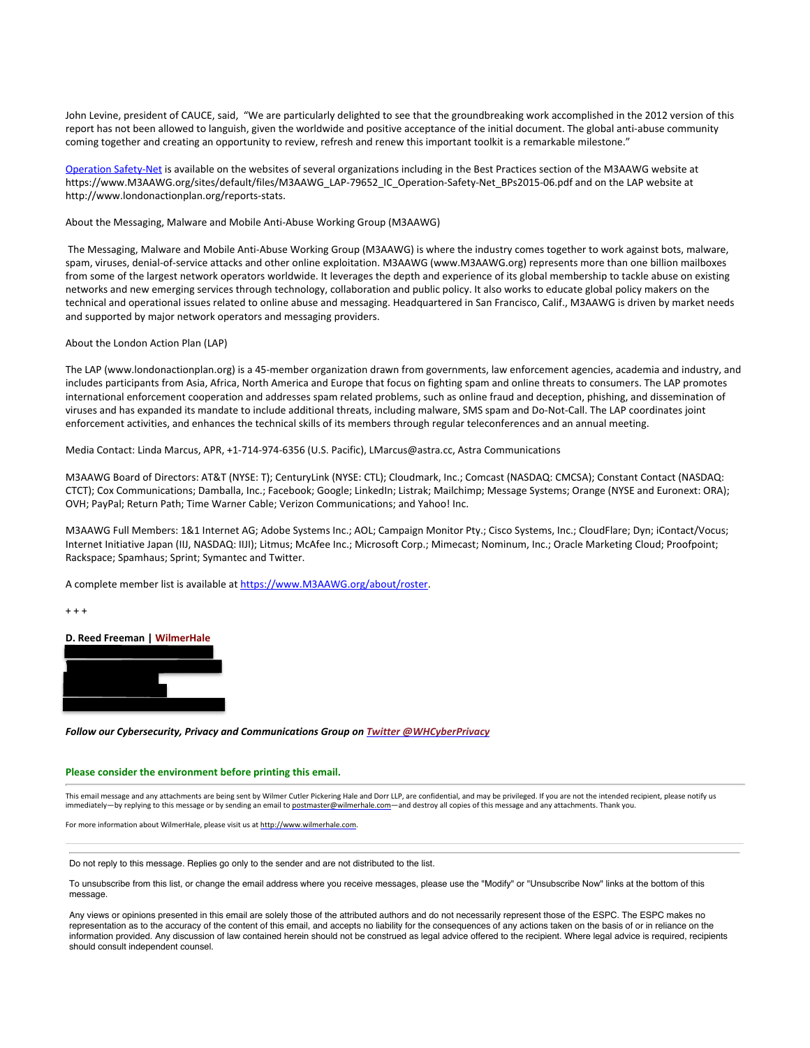John Levine, president of CAUCE, said, "We are particularly delighted to see that the groundbreaking work accomplished in the 2012 version of this report has not been allowed to languish, given the worldwide and positive acceptance of the initial document. The global anti-abuse community coming together and creating an opportunity to review, refresh and renew this important toolkit is a remarkable milestone."

[Operation Safety-Net](#) is available on the websites of several organizations including in the Best Practices section of the M3AAWG website at https://www.M3AAWG.org/sites/default/files/M3AAWG_LAP-79652_IC_Operation-Safety-Net_BPs2015-06.pdf and on the LAP website at http://www.londonactionplan.org/reports-stats.

About the Messaging, Malware and Mobile Anti-Abuse Working Group (M3AAWG)

The Messaging, Malware and Mobile Anti-Abuse Working Group (M3AAWG) is where the industry comes together to work against bots, malware, spam, viruses, denial-of-service attacks and other online exploitation. M3AAWG (www.M3AAWG.org) represents more than one billion mailboxes from some of the largest network operators worldwide. It leverages the depth and experience of its global membership to tackle abuse on existing networks and new emerging services through technology, collaboration and public policy. It also works to educate global policy makers on the technical and operational issues related to online abuse and messaging. Headquartered in San Francisco, Calif., M3AAWG is driven by market needs and supported by major network operators and messaging providers.

About the London Action Plan (LAP)

The LAP (www.londonactionplan.org) is a 45-member organization drawn from governments, law enforcement agencies, academia and industry, and includes participants from Asia, Africa, North America and Europe that focus on fighting spam and online threats to consumers. The LAP promotes international enforcement cooperation and addresses spam related problems, such as online fraud and deception, phishing, and dissemination of viruses and has expanded its mandate to include additional threats, including malware, SMS spam and Do-Not-Call. The LAP coordinates joint enforcement activities, and enhances the technical skills of its members through regular teleconferences and an annual meeting.

Media Contact: Linda Marcus, APR, +1-714-974-6356 (U.S. Pacific), LMarcus@astra.cc, Astra Communications

M3AAWG Board of Directors: AT&T (NYSE: T); CenturyLink (NYSE: CTL); Cloudmark, Inc.; Comcast (NASDAQ: CMCSA); Constant Contact (NASDAQ: CTCT); Cox Communications; Damballa, Inc.; Facebook; Google; LinkedIn; Listrak; Mailchimp; Message Systems; Orange (NYSE and Euronext: ORA); OVH; PayPal; Return Path; Time Warner Cable; Verizon Communications; and Yahoo! Inc.

M3AAWG Full Members: 1&1 Internet AG; Adobe Systems Inc.; AOL; Campaign Monitor Pty.; Cisco Systems, Inc.; CloudFlare; Dyn; iContact/Vocus; Internet Initiative Japan (IIJ, NASDAQ: IIJI); Litmus; McAfee Inc.; Microsoft Corp.; Mimecast; Nominum, Inc.; Oracle Marketing Cloud; Proofpoint; Rackspace; Spamhaus; Sprint; Symantec and Twitter.

A complete member list is available at https://www.M3AAWG.org/about/roster.

+ + +

**D. Reed Freeman | WilmerHale**

***Follow our Cybersecurity, Privacy and Communications Group on Twitter @WHCyberPrivacy***

**Please consider the environment before printing this email.**

This email message and any attachments are being sent by Wilmer Cutler Pickering Hale and Dorr LLP, are confidential, and may be privileged. If you are not the intended recipient, please notify us immediately—by replying to this message or by sending an email to postmaster@wilmerhale.com—and destroy all copies of this message and any attachments. Thank you.

For more information about WilmerHale, please visit us at http://www.wilmerhale.com.

---

Do not reply to this message. Replies go only to the sender and are not distributed to the list.

To unsubscribe from this list, or change the email address where you receive messages, please use the "Modify" or "Unsubscribe Now" links at the bottom of this message.

Any views or opinions presented in this email are solely those of the attributed authors and do not necessarily represent those of the ESPC. The ESPC makes no representation as to the accuracy of the content of this email, and accepts no liability for the consequences of any actions taken on the basis of or in reliance on the information provided. Any discussion of law contained herein should not be construed as legal advice offered to the recipient. Where legal advice is required, recipients should consult independent counsel.